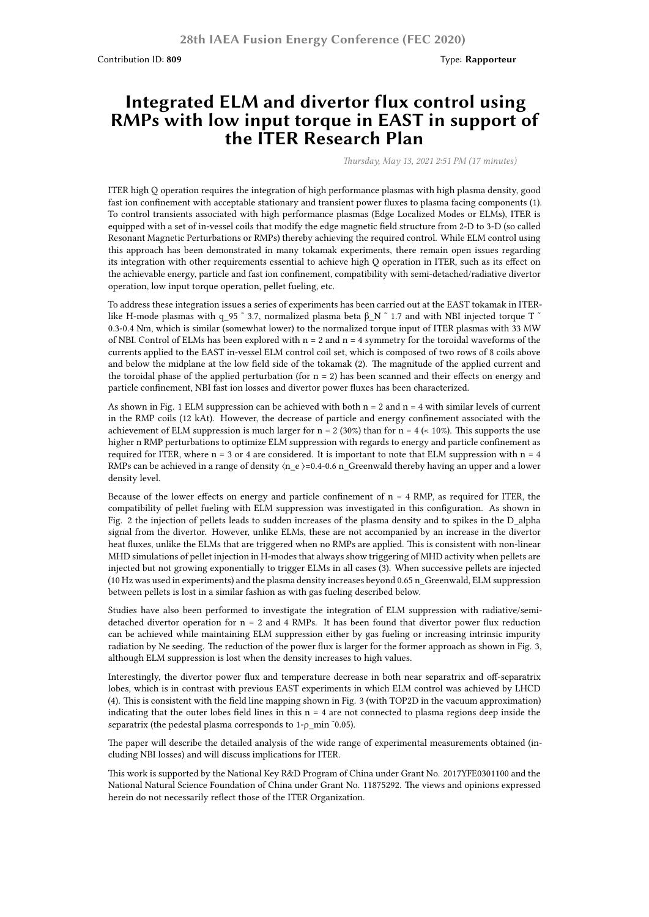Contribution ID: **809** Type: **Rapporteur**

# Integrated ELM and divertor flux control using RMPs with low input torque in EAST in support of the ITER Research Plan

*Thursday, May 13, 2021 2:51 PM (17 minutes)*

ITER high Q operation requires the integration of high performance plasmas with high plasma density, good fast ion confinement with acceptable stationary and transient power fluxes to plasma facing components (1). To control transients associated with high performance plasmas (Edge Localized Modes or ELMs), ITER is equipped with a set of in-vessel coils that modify the edge magnetic field structure from 2-D to 3-D (so called Resonant Magnetic Perturbations or RMPs) thereby achieving the required control. While ELM control using this approach has been demonstrated in many tokamak experiments, there remain open issues regarding its integration with other requirements essential to achieve high Q operation in ITER, such as its effect on the achievable energy, particle and fast ion confinement, compatibility with semi-detached/radiative divertor operation, low input torque operation, pellet fueling, etc.

To address these integration issues a series of experiments has been carried out at the EAST tokamak in ITER-like H-mode plasmas with $q_{95} \sim 3.7$, normalized plasma beta $\beta_N \sim 1.7$ and with NBI injected torque $T \sim 0.3$-$0.4$ Nm, which is similar (somewhat lower) to the normalized torque input of ITER plasmas with 33 MW of NBI. Control of ELMs has been explored with n = 2 and n = 4 symmetry for the toroidal waveforms of the currents applied to the EAST in-vessel ELM control coil set, which is composed of two rows of 8 coils above and below the midplane at the low field side of the tokamak (2). The magnitude of the applied current and the toroidal phase of the applied perturbation (for n = 2) has been scanned and their effects on energy and particle confinement, NBI fast ion losses and divertor power fluxes has been characterized.

As shown in Fig. 1 ELM suppression can be achieved with both n = 2 and n = 4 with similar levels of current in the RMP coils (12 kAt). However, the decrease of particle and energy confinement associated with the achievement of ELM suppression is much larger for n = 2 (30%) than for n = 4 (< 10%). This supports the use higher n RMP perturbations to optimize ELM suppression with regards to energy and particle confinement as required for ITER, where n = 3 or 4 are considered. It is important to note that ELM suppression with n = 4 RMPs can be achieved in a range of density $\langle n_e \rangle = 0.4$-$0.6\ n_{Greenwald}$ thereby having an upper and a lower density level.

Because of the lower effects on energy and particle confinement of n = 4 RMP, as required for ITER, the compatibility of pellet fueling with ELM suppression was investigated in this configuration. As shown in Fig. 2 the injection of pellets leads to sudden increases of the plasma density and to spikes in the $D_{alpha}$ signal from the divertor. However, unlike ELMs, these are not accompanied by an increase in the divertor heat fluxes, unlike the ELMs that are triggered when no RMPs are applied. This is consistent with non-linear MHD simulations of pellet injection in H-modes that always show triggering of MHD activity when pellets are injected but not growing exponentially to trigger ELMs in all cases (3). When successive pellets are injected (10 Hz was used in experiments) and the plasma density increases beyond $0.65\ n_{Greenwald}$, ELM suppression between pellets is lost in a similar fashion as with gas fueling described below.

Studies have also been performed to investigate the integration of ELM suppression with radiative/semi-detached divertor operation for n = 2 and 4 RMPs. It has been found that divertor power flux reduction can be achieved while maintaining ELM suppression either by gas fueling or increasing intrinsic impurity radiation by Ne seeding. The reduction of the power flux is larger for the former approach as shown in Fig. 3, although ELM suppression is lost when the density increases to high values.

Interestingly, the divertor power flux and temperature decrease in both near separatrix and off-separatrix lobes, which is in contrast with previous EAST experiments in which ELM control was achieved by LHCD (4). This is consistent with the field line mapping shown in Fig. 3 (with TOP2D in the vacuum approximation) indicating that the outer lobes field lines in this n = 4 are not connected to plasma regions deep inside the separatrix (the pedestal plasma corresponds to $1-\rho_{min} \sim 0.05$).

The paper will describe the detailed analysis of the wide range of experimental measurements obtained (including NBI losses) and will discuss implications for ITER.

This work is supported by the National Key R&D Program of China under Grant No. 2017YFE0301100 and the National Natural Science Foundation of China under Grant No. 11875292. The views and opinions expressed herein do not necessarily reflect those of the ITER Organization.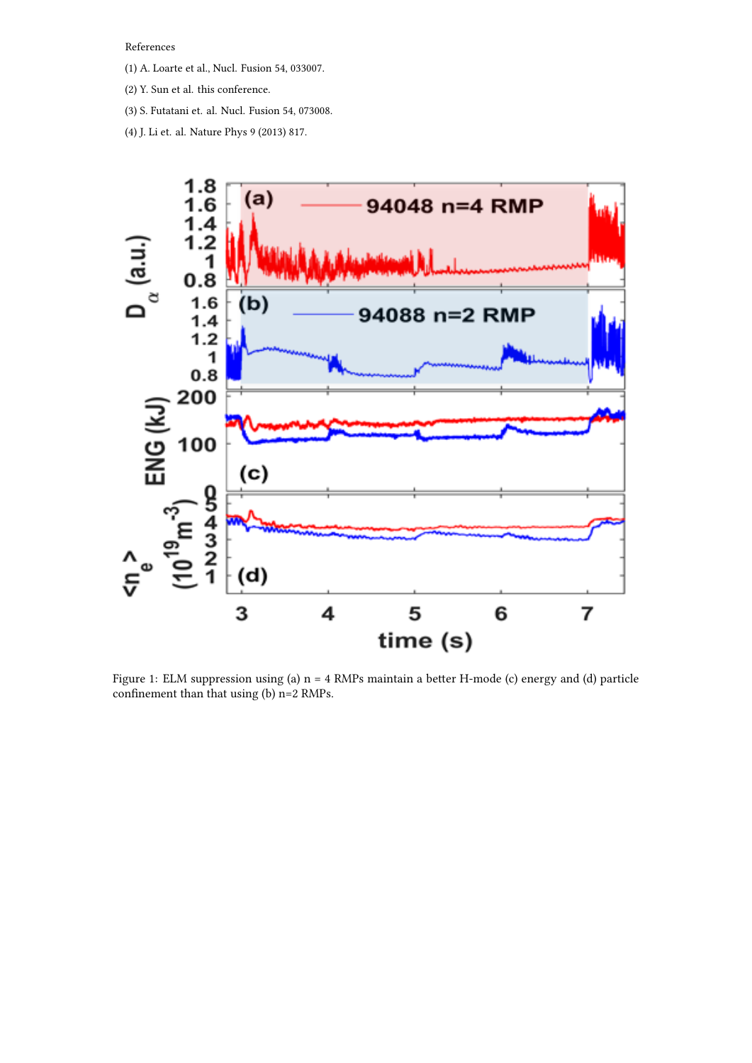References

(1) A. Loarte et al., Nucl. Fusion 54, 033007.

(2) Y. Sun et al. this conference.

(3) S. Futatani et. al. Nucl. Fusion 54, 073008.

(4) J. Li et. al. Nature Phys 9 (2013) 817.

Figure 1: ELM suppression using (a) n = 4 RMPs maintain a better H-mode (c) energy and (d) particle confinement than that using (b) n=2 RMPs.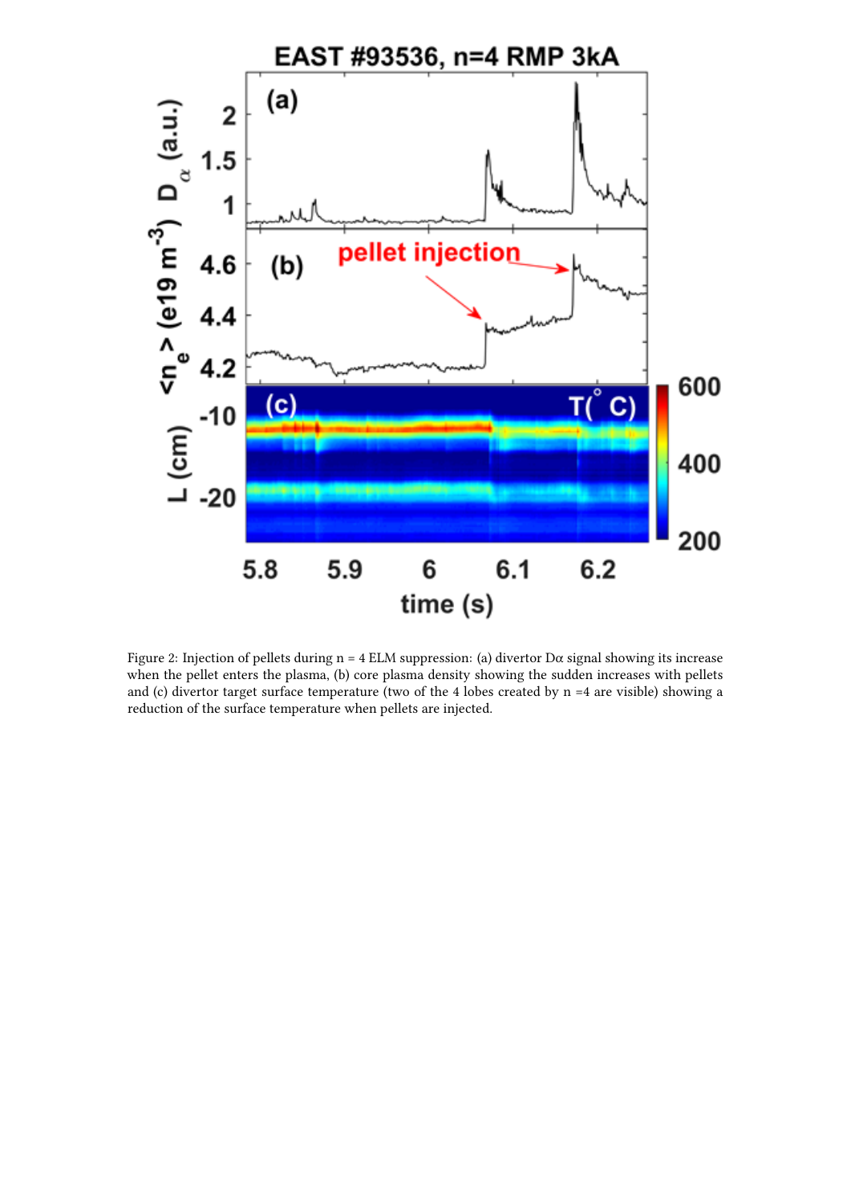Figure 2: Injection of pellets during n = 4 ELM suppression: (a) divertor Dα signal showing its increase when the pellet enters the plasma, (b) core plasma density showing the sudden increases with pellets and (c) divertor target surface temperature (two of the 4 lobes created by n =4 are visible) showing a reduction of the surface temperature when pellets are injected.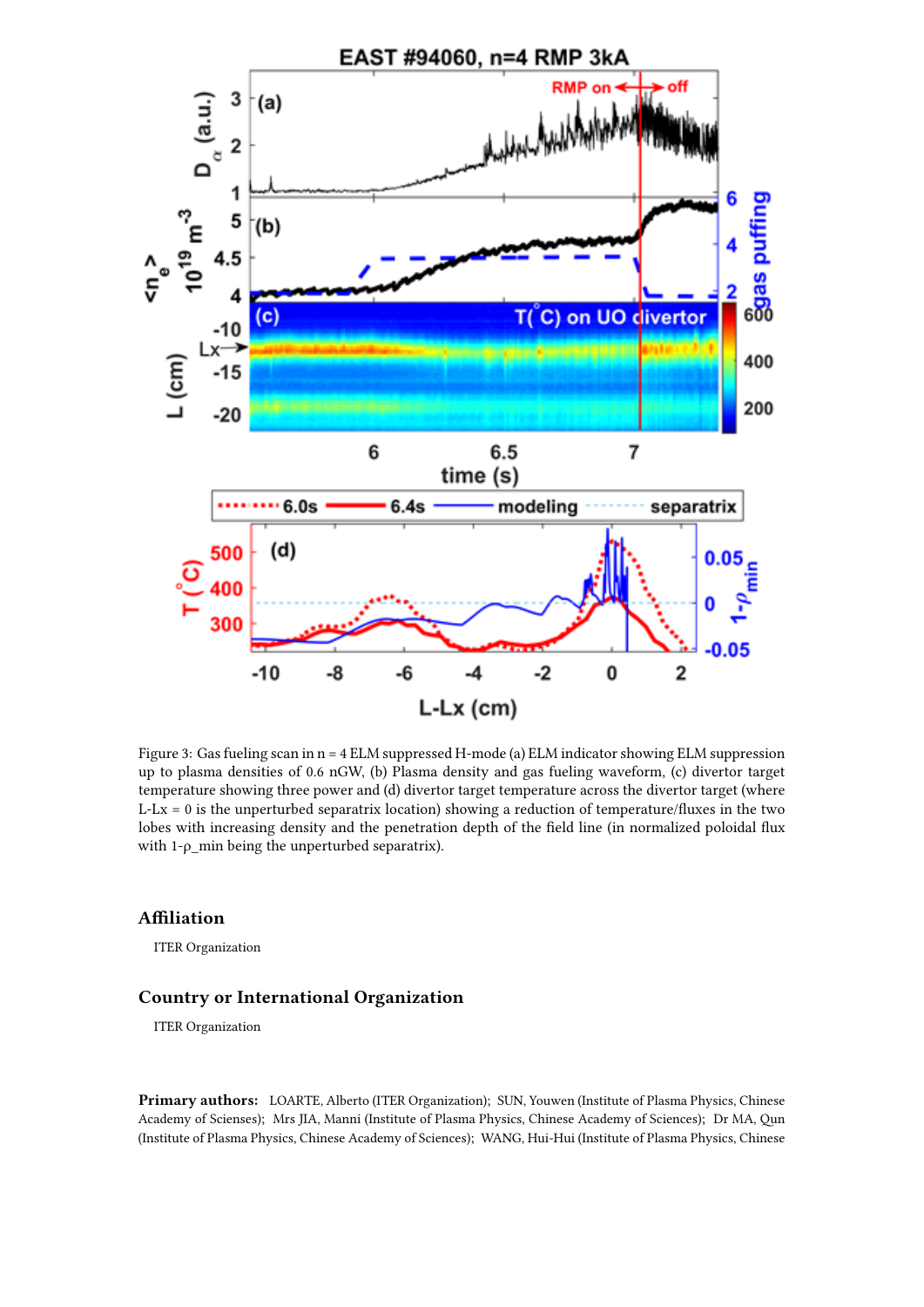Figure 3: Gas fueling scan in n = 4 ELM suppressed H-mode (a) ELM indicator showing ELM suppression up to plasma densities of 0.6 nGW, (b) Plasma density and gas fueling waveform, (c) divertor target temperature showing three power and (d) divertor target temperature across the divertor target (where L-Lx = 0 is the unperturbed separatrix location) showing a reduction of temperature/fluxes in the two lobes with increasing density and the penetration depth of the field line (in normalized poloidal flux with 1-ρ_min being the unperturbed separatrix).

## Affiliation

ITER Organization

## Country or International Organization

ITER Organization

**Primary authors:** LOARTE, Alberto (ITER Organization); SUN, Youwen (Institute of Plasma Physics, Chinese Academy of Scienses); Mrs JIA, Manni (Institute of Plasma Physics, Chinese Academy of Sciences); Dr MA, Qun (Institute of Plasma Physics, Chinese Academy of Sciences); WANG, Hui-Hui (Institute of Plasma Physics, Chinese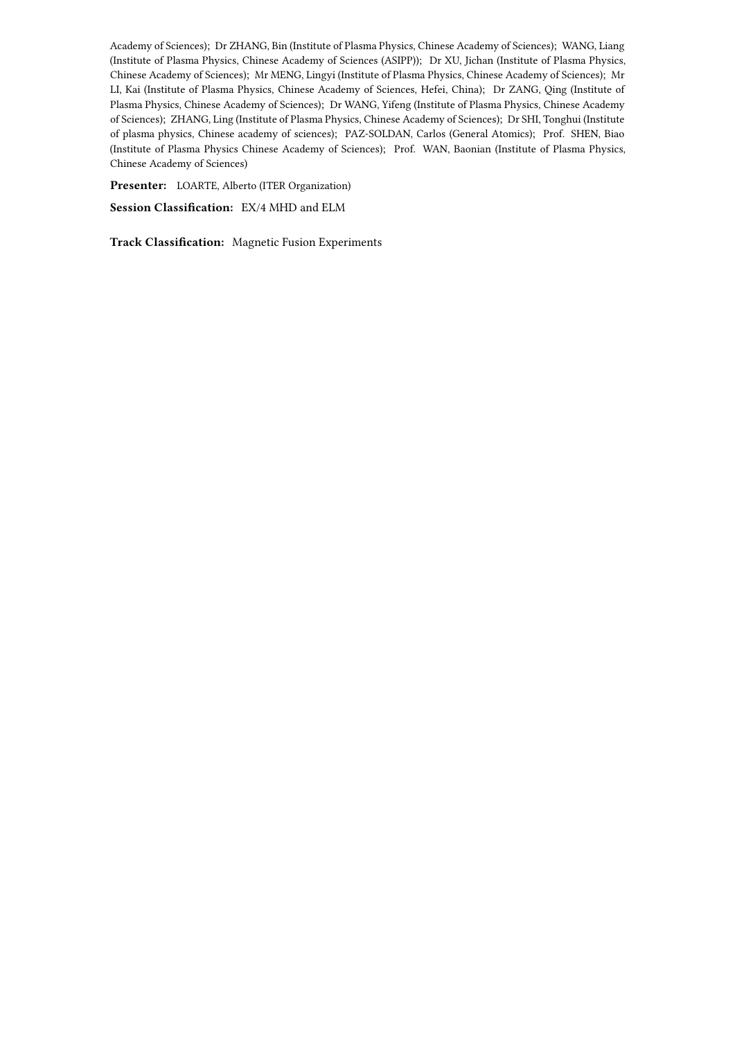Academy of Sciences); Dr ZHANG, Bin (Institute of Plasma Physics, Chinese Academy of Sciences); WANG, Liang (Institute of Plasma Physics, Chinese Academy of Sciences (ASIPP)); Dr XU, Jichan (Institute of Plasma Physics, Chinese Academy of Sciences); Mr MENG, Lingyi (Institute of Plasma Physics, Chinese Academy of Sciences); Mr LI, Kai (Institute of Plasma Physics, Chinese Academy of Sciences, Hefei, China); Dr ZANG, Qing (Institute of Plasma Physics, Chinese Academy of Sciences); Dr WANG, Yifeng (Institute of Plasma Physics, Chinese Academy of Sciences); ZHANG, Ling (Institute of Plasma Physics, Chinese Academy of Sciences); Dr SHI, Tonghui (Institute of plasma physics, Chinese academy of sciences); PAZ-SOLDAN, Carlos (General Atomics); Prof. SHEN, Biao (Institute of Plasma Physics Chinese Academy of Sciences); Prof. WAN, Baonian (Institute of Plasma Physics, Chinese Academy of Sciences)

**Presenter:** LOARTE, Alberto (ITER Organization)

**Session Classification:** EX/4 MHD and ELM

**Track Classification:** Magnetic Fusion Experiments